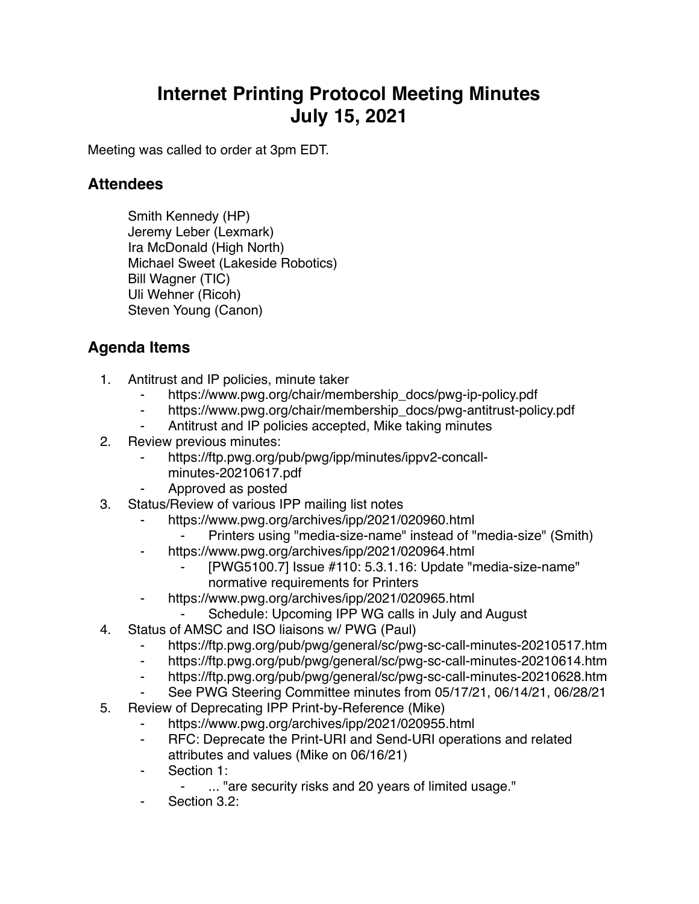# Internet Printing Protocol Meeting Minutes
# July 15, 2021

Meeting was called to order at 3pm EDT.

## Attendees

Smith Kennedy (HP)
Jeremy Leber (Lexmark)
Ira McDonald (High North)
Michael Sweet (Lakeside Robotics)
Bill Wagner (TIC)
Uli Wehner (Ricoh)
Steven Young (Canon)

## Agenda Items

1. Antitrust and IP policies, minute taker
    - https://www.pwg.org/chair/membership_docs/pwg-ip-policy.pdf
    - https://www.pwg.org/chair/membership_docs/pwg-antitrust-policy.pdf
    - Antitrust and IP policies accepted, Mike taking minutes
2. Review previous minutes:
    - https://ftp.pwg.org/pub/pwg/ipp/minutes/ippv2-concall-minutes-20210617.pdf
    - Approved as posted
3. Status/Review of various IPP mailing list notes
    - https://www.pwg.org/archives/ipp/2021/020960.html
        - Printers using "media-size-name" instead of "media-size" (Smith)
    - https://www.pwg.org/archives/ipp/2021/020964.html
        - [PWG5100.7] Issue #110: 5.3.1.16: Update "media-size-name" normative requirements for Printers
    - https://www.pwg.org/archives/ipp/2021/020965.html
        - Schedule: Upcoming IPP WG calls in July and August
4. Status of AMSC and ISO liaisons w/ PWG (Paul)
    - https://ftp.pwg.org/pub/pwg/general/sc/pwg-sc-call-minutes-20210517.htm
    - https://ftp.pwg.org/pub/pwg/general/sc/pwg-sc-call-minutes-20210614.htm
    - https://ftp.pwg.org/pub/pwg/general/sc/pwg-sc-call-minutes-20210628.htm
    - See PWG Steering Committee minutes from 05/17/21, 06/14/21, 06/28/21
5. Review of Deprecating IPP Print-by-Reference (Mike)
    - https://www.pwg.org/archives/ipp/2021/020955.html
    - RFC: Deprecate the Print-URI and Send-URI operations and related attributes and values (Mike on 06/16/21)
    - Section 1:
        - ... "are security risks and 20 years of limited usage."
    - Section 3.2: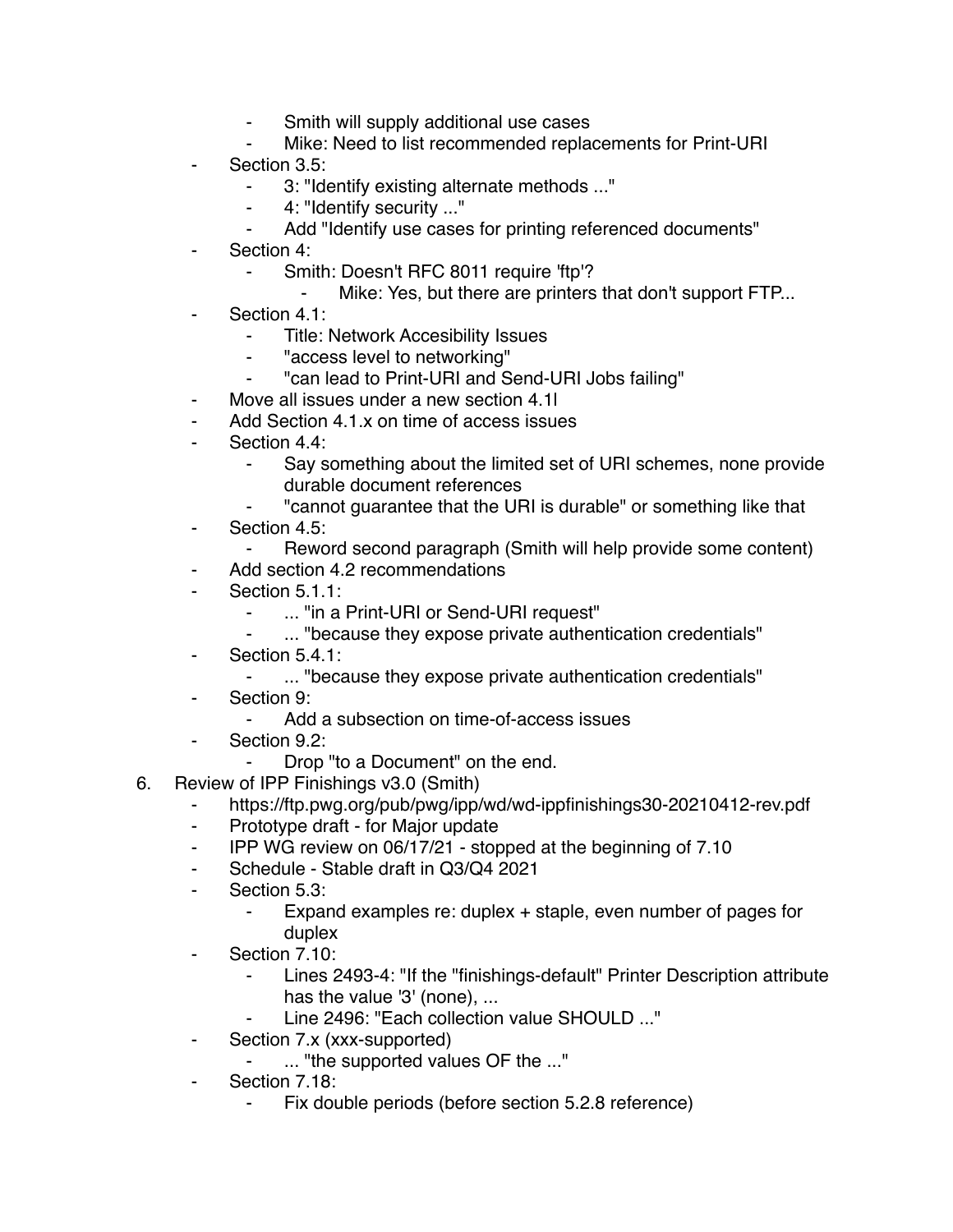- Smith will supply additional use cases
        - Mike: Need to list recommended replacements for Print-URI
    - Section 3.5:
        - 3: "Identify existing alternate methods ..."
        - 4: "Identify security ..."
        - Add "Identify use cases for printing referenced documents"
    - Section 4:
        - Smith: Doesn't RFC 8011 require 'ftp'?
            - Mike: Yes, but there are printers that don't support FTP...
    - Section 4.1:
        - Title: Network Accesibility Issues
        - "access level to networking"
        - "can lead to Print-URI and Send-URI Jobs failing"
    - Move all issues under a new section 4.1l
    - Add Section 4.1.x on time of access issues
    - Section 4.4:
        - Say something about the limited set of URI schemes, none provide durable document references
        - "cannot guarantee that the URI is durable" or something like that
    - Section 4.5:
        - Reword second paragraph (Smith will help provide some content)
    - Add section 4.2 recommendations
    - Section 5.1.1:
        - ... "in a Print-URI or Send-URI request"
        - ... "because they expose private authentication credentials"
    - Section 5.4.1:
        - ... "because they expose private authentication credentials"
    - Section 9:
        - Add a subsection on time-of-access issues
    - Section 9.2:
        - Drop "to a Document" on the end.

6. Review of IPP Finishings v3.0 (Smith)
    - https://ftp.pwg.org/pub/pwg/ipp/wd/wd-ippfinishings30-20210412-rev.pdf
    - Prototype draft - for Major update
    - IPP WG review on 06/17/21 - stopped at the beginning of 7.10
    - Schedule - Stable draft in Q3/Q4 2021
    - Section 5.3:
        - Expand examples re: duplex + staple, even number of pages for duplex
    - Section 7.10:
        - Lines 2493-4: "If the "finishings-default" Printer Description attribute has the value '3' (none), ...
        - Line 2496: "Each collection value SHOULD ..."
    - Section 7.x (xxx-supported)
        - ... "the supported values OF the ..."
    - Section 7.18:
        - Fix double periods (before section 5.2.8 reference)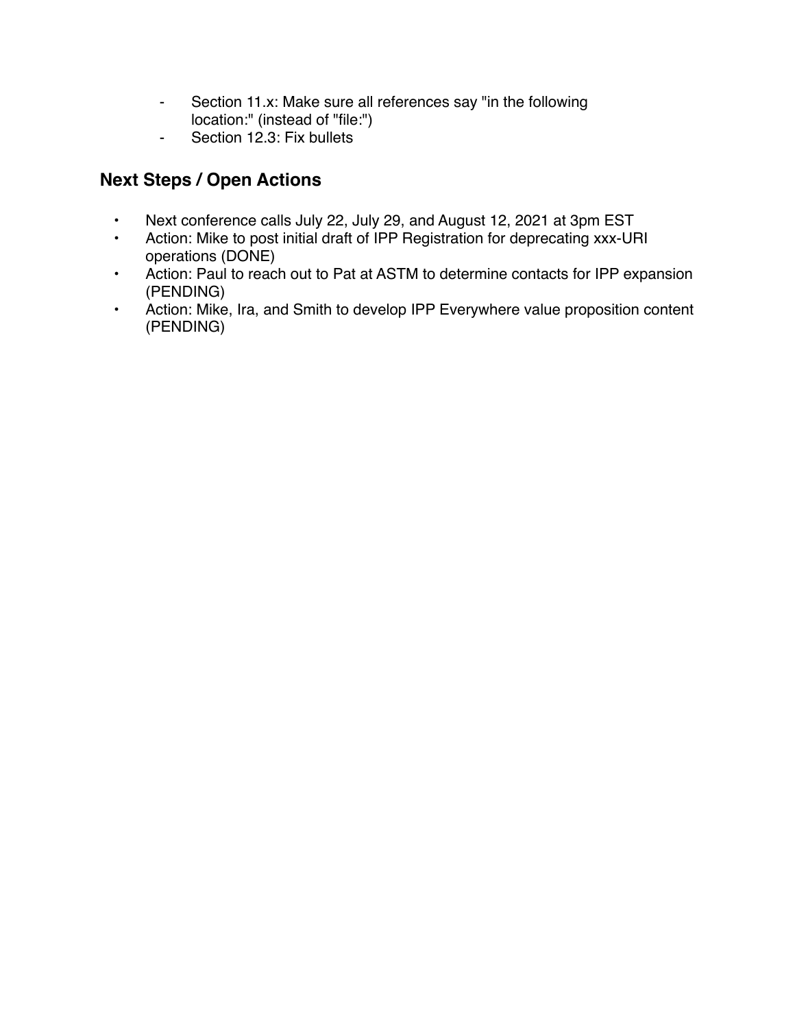- Section 11.x: Make sure all references say "in the following location:" (instead of "file:")
- Section 12.3: Fix bullets

## Next Steps / Open Actions

- Next conference calls July 22, July 29, and August 12, 2021 at 3pm EST
- Action: Mike to post initial draft of IPP Registration for deprecating xxx-URI operations (DONE)
- Action: Paul to reach out to Pat at ASTM to determine contacts for IPP expansion (PENDING)
- Action: Mike, Ira, and Smith to develop IPP Everywhere value proposition content (PENDING)